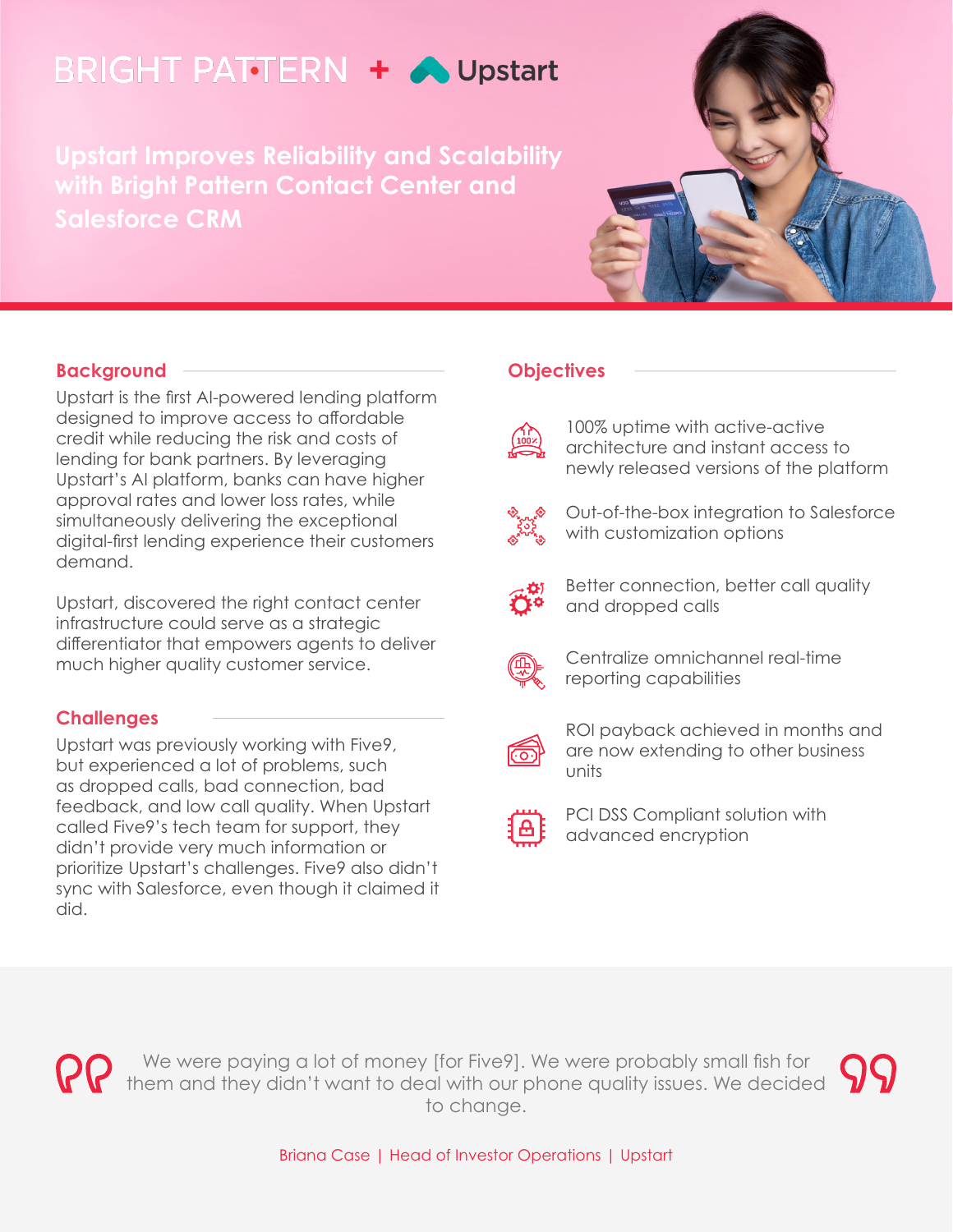BRIGHT PATTERN + Upstart

# Upstart Improves Reliability and Scalability with Bright Pattern Contact Center and Salesforce CRM

## Background

Upstart is the first AI-powered lending platform designed to improve access to affordable credit while reducing the risk and costs of lending for bank partners. By leveraging Upstart's AI platform, banks can have higher approval rates and lower loss rates, while simultaneously delivering the exceptional digital-first lending experience their customers demand.

Upstart, discovered the right contact center infrastructure could serve as a strategic differentiator that empowers agents to deliver much higher quality customer service.

## Challenges

Upstart was previously working with Five9, but experienced a lot of problems, such as dropped calls, bad connection, bad feedback, and low call quality. When Upstart called Five9's tech team for support, they didn't provide very much information or prioritize Upstart's challenges. Five9 also didn't sync with Salesforce, even though it claimed it did.

## Objectives

- 100% uptime with active-active architecture and instant access to newly released versions of the platform
- Out-of-the-box integration to Salesforce with customization options
- Better connection, better call quality and dropped calls
- Centralize omnichannel real-time reporting capabilities
- ROI payback achieved in months and are now extending to other business units
- PCI DSS Compliant solution with advanced encryption

> We were paying a lot of money [for Five9]. We were probably small fish for them and they didn't want to deal with our phone quality issues. We decided to change.
>
> Briana Case | Head of Investor Operations | Upstart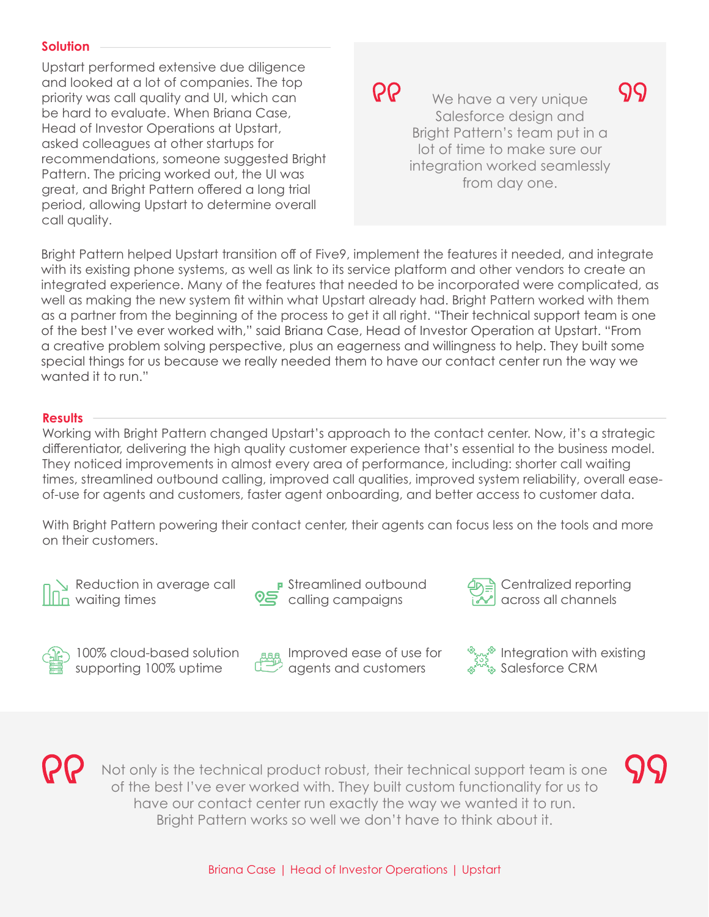## Solution

Upstart performed extensive due diligence and looked at a lot of companies. The top priority was call quality and UI, which can be hard to evaluate. When Briana Case, Head of Investor Operations at Upstart, asked colleagues at other startups for recommendations, someone suggested Bright Pattern. The pricing worked out, the UI was great, and Bright Pattern offered a long trial period, allowing Upstart to determine overall call quality.

> We have a very unique Salesforce design and Bright Pattern's team put in a lot of time to make sure our integration worked seamlessly from day one.

Bright Pattern helped Upstart transition off of Five9, implement the features it needed, and integrate with its existing phone systems, as well as link to its service platform and other vendors to create an integrated experience. Many of the features that needed to be incorporated were complicated, as well as making the new system fit within what Upstart already had. Bright Pattern worked with them as a partner from the beginning of the process to get it all right. "Their technical support team is one of the best I've ever worked with," said Briana Case, Head of Investor Operation at Upstart. "From a creative problem solving perspective, plus an eagerness and willingness to help. They built some special things for us because we really needed them to have our contact center run the way we wanted it to run."

## Results

Working with Bright Pattern changed Upstart's approach to the contact center. Now, it's a strategic differentiator, delivering the high quality customer experience that's essential to the business model. They noticed improvements in almost every area of performance, including: shorter call waiting times, streamlined outbound calling, improved call qualities, improved system reliability, overall ease-of-use for agents and customers, faster agent onboarding, and better access to customer data.

With Bright Pattern powering their contact center, their agents can focus less on the tools and more on their customers.

- Reduction in average call waiting times
- Streamlined outbound calling campaigns
- Centralized reporting across all channels
- 100% cloud-based solution supporting 100% uptime
- Improved ease of use for agents and customers
- Integration with existing Salesforce CRM

> Not only is the technical product robust, their technical support team is one of the best I've ever worked with. They built custom functionality for us to have our contact center run exactly the way we wanted it to run. Bright Pattern works so well we don't have to think about it.

Briana Case | Head of Investor Operations | Upstart